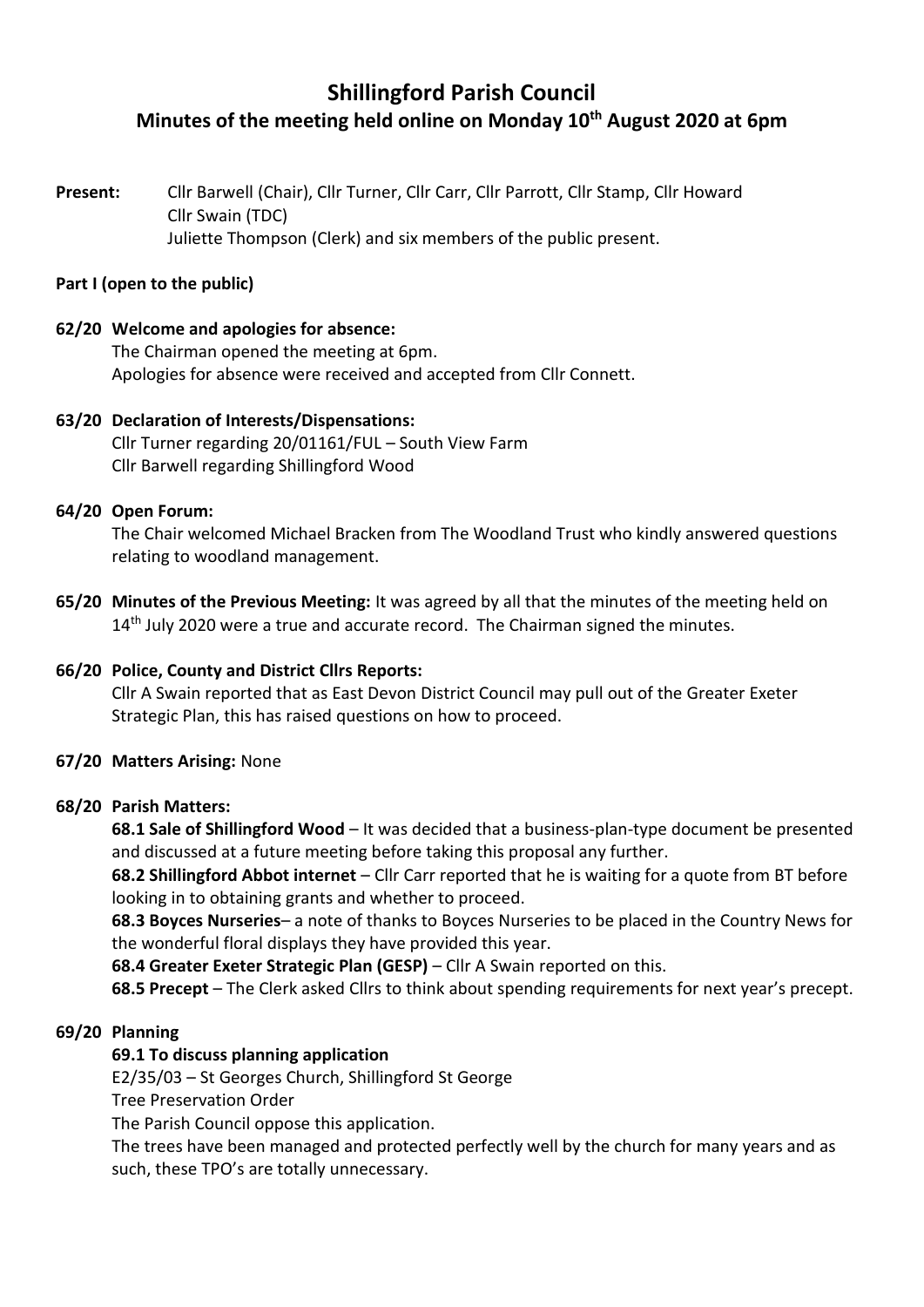# Shillingford Parish Council

## Minutes of the meeting held online on Monday 10th August 2020 at 6pm

**Present:** Cllr Barwell (Chair), Cllr Turner, Cllr Carr, Cllr Parrott, Cllr Stamp, Cllr Howard
Cllr Swain (TDC)
Juliette Thompson (Clerk) and six members of the public present.

**Part I (open to the public)**

**62/20 Welcome and apologies for absence:**
The Chairman opened the meeting at 6pm.
Apologies for absence were received and accepted from Cllr Connett.

**63/20 Declaration of Interests/Dispensations:**
Cllr Turner regarding 20/01161/FUL – South View Farm
Cllr Barwell regarding Shillingford Wood

**64/20 Open Forum:**
The Chair welcomed Michael Bracken from The Woodland Trust who kindly answered questions relating to woodland management.

**65/20 Minutes of the Previous Meeting:** It was agreed by all that the minutes of the meeting held on 14th July 2020 were a true and accurate record. The Chairman signed the minutes.

**66/20 Police, County and District Cllrs Reports:**
Cllr A Swain reported that as East Devon District Council may pull out of the Greater Exeter Strategic Plan, this has raised questions on how to proceed.

**67/20 Matters Arising:** None

**68/20 Parish Matters:**

**68.1 Sale of Shillingford Wood** – It was decided that a business-plan-type document be presented and discussed at a future meeting before taking this proposal any further.

**68.2 Shillingford Abbot internet** – Cllr Carr reported that he is waiting for a quote from BT before looking in to obtaining grants and whether to proceed.

**68.3 Boyces Nurseries**– a note of thanks to Boyces Nurseries to be placed in the Country News for the wonderful floral displays they have provided this year.

**68.4 Greater Exeter Strategic Plan (GESP)** – Cllr A Swain reported on this.

**68.5 Precept** – The Clerk asked Cllrs to think about spending requirements for next year's precept.

**69/20 Planning**

**69.1 To discuss planning application**

E2/35/03 – St Georges Church, Shillingford St George
Tree Preservation Order
The Parish Council oppose this application.
The trees have been managed and protected perfectly well by the church for many years and as such, these TPO's are totally unnecessary.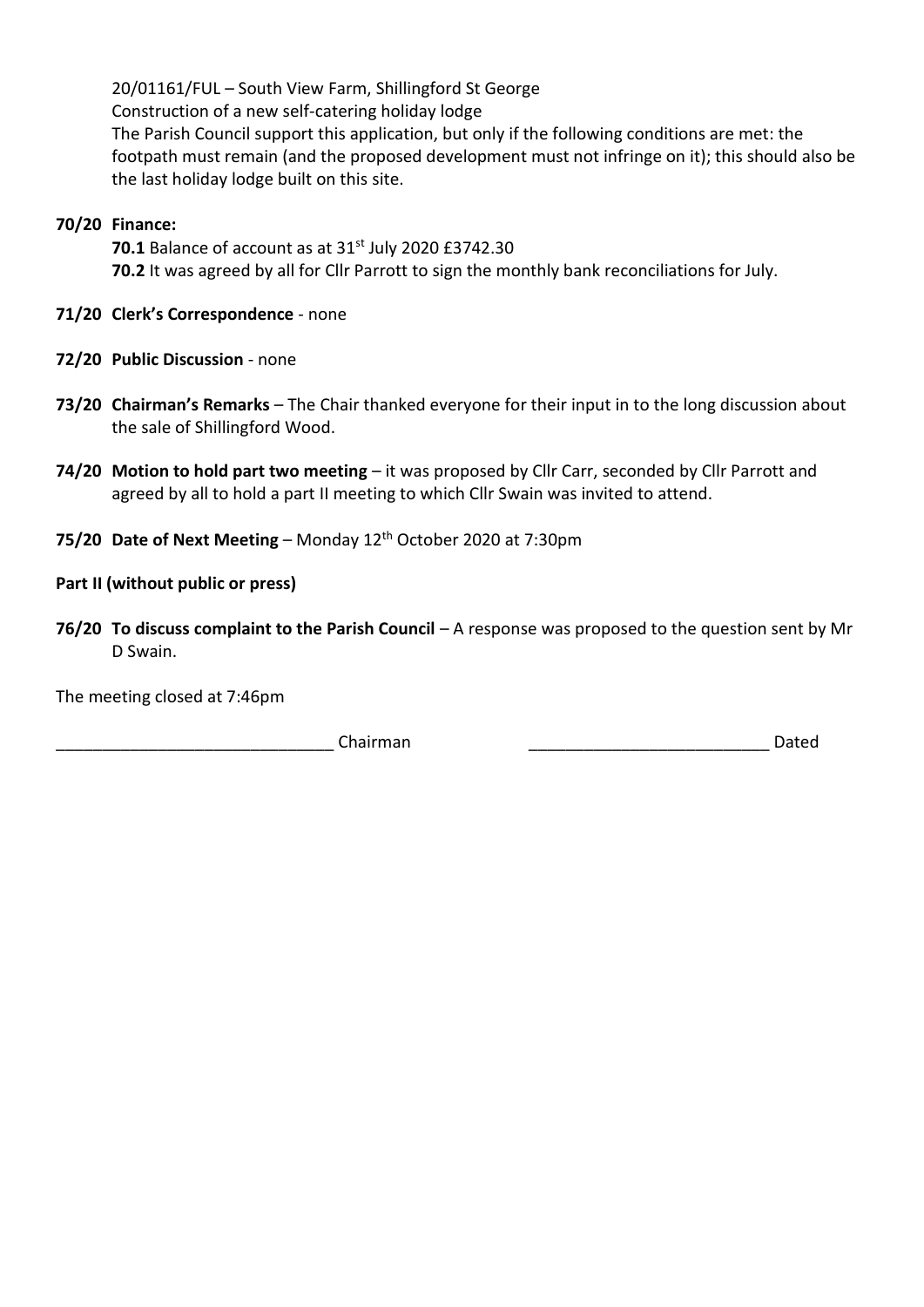20/01161/FUL – South View Farm, Shillingford St George
Construction of a new self-catering holiday lodge
The Parish Council support this application, but only if the following conditions are met: the footpath must remain (and the proposed development must not infringe on it); this should also be the last holiday lodge built on this site.

**70/20 Finance:**

**70.1** Balance of account as at 31st July 2020 £3742.30
**70.2** It was agreed by all for Cllr Parrott to sign the monthly bank reconciliations for July.

**71/20 Clerk's Correspondence** - none

**72/20 Public Discussion** - none

**73/20 Chairman's Remarks** – The Chair thanked everyone for their input in to the long discussion about the sale of Shillingford Wood.

**74/20 Motion to hold part two meeting** – it was proposed by Cllr Carr, seconded by Cllr Parrott and agreed by all to hold a part II meeting to which Cllr Swain was invited to attend.

**75/20 Date of Next Meeting** – Monday 12th October 2020 at 7:30pm

**Part II (without public or press)**

**76/20 To discuss complaint to the Parish Council** – A response was proposed to the question sent by Mr D Swain.

The meeting closed at 7:46pm

______________________________ Chairman ______________________________ Dated